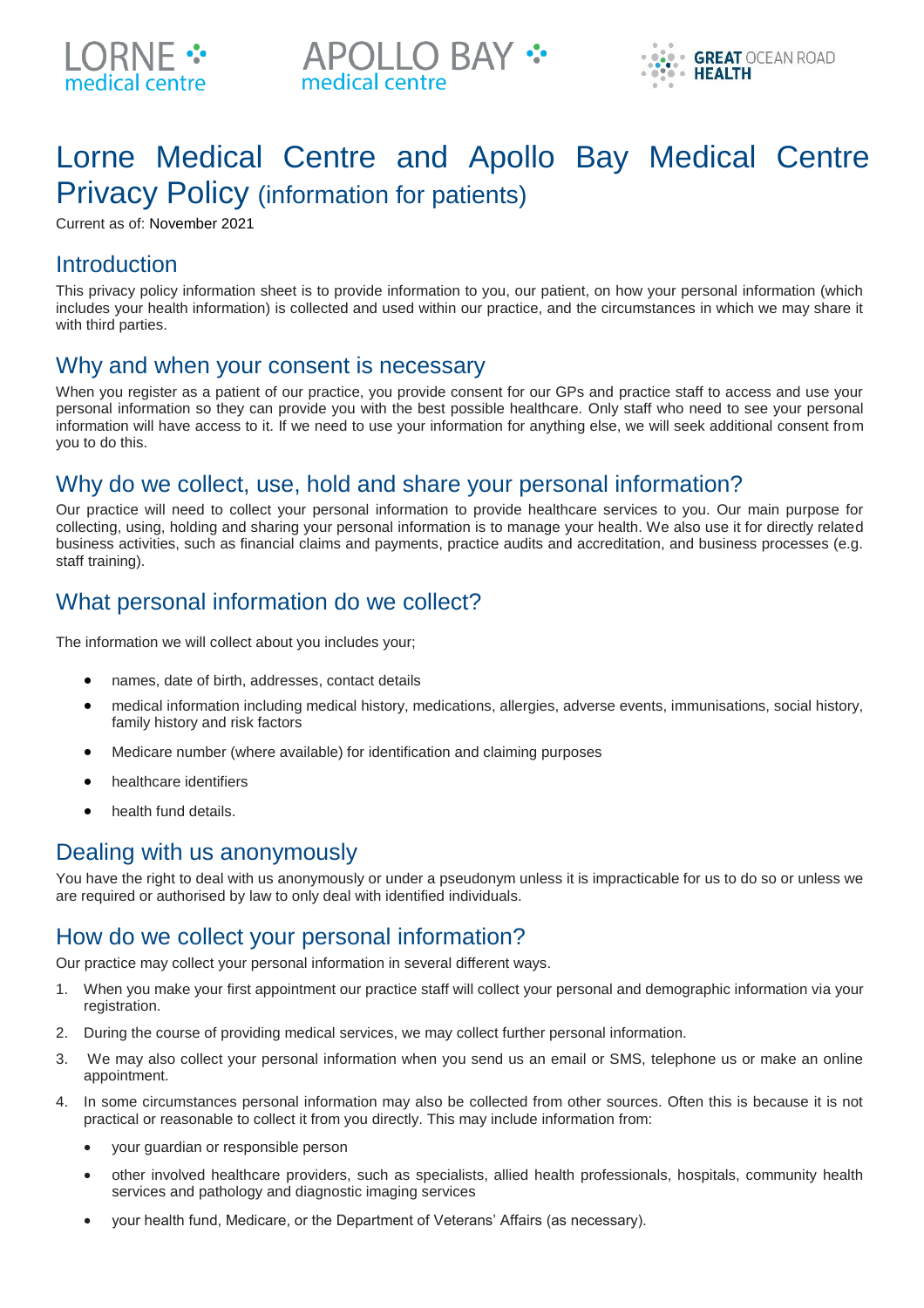LORNE medical centre APOLLO BAY medical centre GREAT OCEAN ROAD HEALTH

# Lorne Medical Centre and Apollo Bay Medical Centre Privacy Policy (information for patients)

Current as of: November 2021

## Introduction

This privacy policy information sheet is to provide information to you, our patient, on how your personal information (which includes your health information) is collected and used within our practice, and the circumstances in which we may share it with third parties.

## Why and when your consent is necessary

When you register as a patient of our practice, you provide consent for our GPs and practice staff to access and use your personal information so they can provide you with the best possible healthcare. Only staff who need to see your personal information will have access to it. If we need to use your information for anything else, we will seek additional consent from you to do this.

## Why do we collect, use, hold and share your personal information?

Our practice will need to collect your personal information to provide healthcare services to you. Our main purpose for collecting, using, holding and sharing your personal information is to manage your health. We also use it for directly related business activities, such as financial claims and payments, practice audits and accreditation, and business processes (e.g. staff training).

## What personal information do we collect?

The information we will collect about you includes your;

- names, date of birth, addresses, contact details
- medical information including medical history, medications, allergies, adverse events, immunisations, social history, family history and risk factors
- Medicare number (where available) for identification and claiming purposes
- healthcare identifiers
- health fund details.

## Dealing with us anonymously

You have the right to deal with us anonymously or under a pseudonym unless it is impracticable for us to do so or unless we are required or authorised by law to only deal with identified individuals.

## How do we collect your personal information?

Our practice may collect your personal information in several different ways.

1. When you make your first appointment our practice staff will collect your personal and demographic information via your registration.
2. During the course of providing medical services, we may collect further personal information.
3. We may also collect your personal information when you send us an email or SMS, telephone us or make an online appointment.
4. In some circumstances personal information may also be collected from other sources. Often this is because it is not practical or reasonable to collect it from you directly. This may include information from:
   - your guardian or responsible person
   - other involved healthcare providers, such as specialists, allied health professionals, hospitals, community health services and pathology and diagnostic imaging services
   - your health fund, Medicare, or the Department of Veterans' Affairs (as necessary).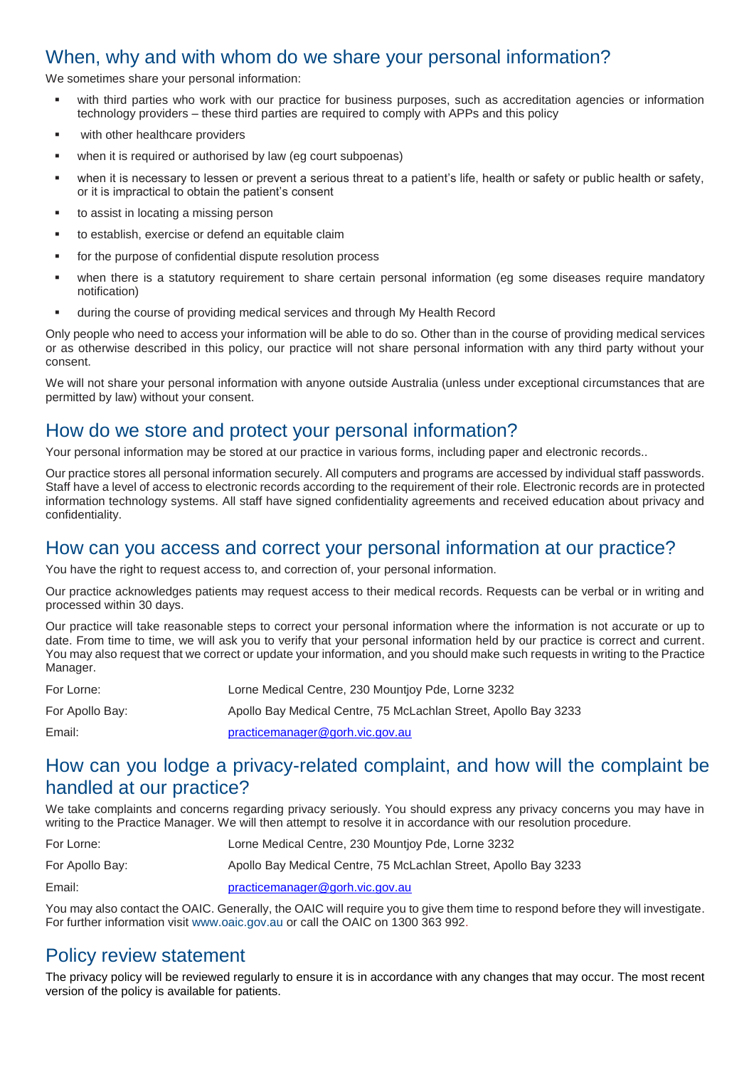## When, why and with whom do we share your personal information?

We sometimes share your personal information:

- with third parties who work with our practice for business purposes, such as accreditation agencies or information technology providers – these third parties are required to comply with APPs and this policy
- with other healthcare providers
- when it is required or authorised by law (eg court subpoenas)
- when it is necessary to lessen or prevent a serious threat to a patient's life, health or safety or public health or safety, or it is impractical to obtain the patient's consent
- to assist in locating a missing person
- to establish, exercise or defend an equitable claim
- for the purpose of confidential dispute resolution process
- when there is a statutory requirement to share certain personal information (eg some diseases require mandatory notification)
- during the course of providing medical services and through My Health Record

Only people who need to access your information will be able to do so. Other than in the course of providing medical services or as otherwise described in this policy, our practice will not share personal information with any third party without your consent.

We will not share your personal information with anyone outside Australia (unless under exceptional circumstances that are permitted by law) without your consent.

## How do we store and protect your personal information?

Your personal information may be stored at our practice in various forms, including paper and electronic records..

Our practice stores all personal information securely. All computers and programs are accessed by individual staff passwords. Staff have a level of access to electronic records according to the requirement of their role. Electronic records are in protected information technology systems. All staff have signed confidentiality agreements and received education about privacy and confidentiality.

## How can you access and correct your personal information at our practice?

You have the right to request access to, and correction of, your personal information.

Our practice acknowledges patients may request access to their medical records. Requests can be verbal or in writing and processed within 30 days.

Our practice will take reasonable steps to correct your personal information where the information is not accurate or up to date. From time to time, we will ask you to verify that your personal information held by our practice is correct and current. You may also request that we correct or update your information, and you should make such requests in writing to the Practice Manager.

| | |
|---|---|
| For Lorne: | Lorne Medical Centre, 230 Mountjoy Pde, Lorne 3232 |
| For Apollo Bay: | Apollo Bay Medical Centre, 75 McLachlan Street, Apollo Bay 3233 |
| Email: | practicemanager@gorh.vic.gov.au |

## How can you lodge a privacy-related complaint, and how will the complaint be handled at our practice?

We take complaints and concerns regarding privacy seriously. You should express any privacy concerns you may have in writing to the Practice Manager. We will then attempt to resolve it in accordance with our resolution procedure.

| | |
|---|---|
| For Lorne: | Lorne Medical Centre, 230 Mountjoy Pde, Lorne 3232 |
| For Apollo Bay: | Apollo Bay Medical Centre, 75 McLachlan Street, Apollo Bay 3233 |
| Email: | practicemanager@gorh.vic.gov.au |

You may also contact the OAIC. Generally, the OAIC will require you to give them time to respond before they will investigate. For further information visit www.oaic.gov.au or call the OAIC on 1300 363 992.

## Policy review statement

The privacy policy will be reviewed regularly to ensure it is in accordance with any changes that may occur. The most recent version of the policy is available for patients.